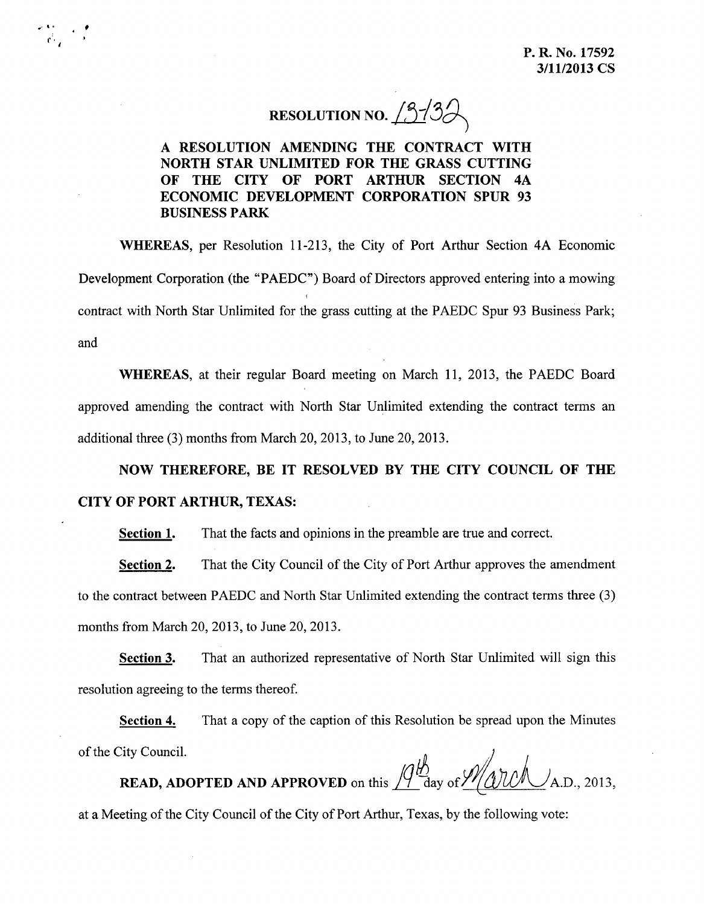P. R. No. 17592
3/11/2013 CS

# RESOLUTION NO. 13-132

**A RESOLUTION AMENDING THE CONTRACT WITH NORTH STAR UNLIMITED FOR THE GRASS CUTTING OF THE CITY OF PORT ARTHUR SECTION 4A ECONOMIC DEVELOPMENT CORPORATION SPUR 93 BUSINESS PARK**

**WHEREAS**, per Resolution 11-213, the City of Port Arthur Section 4A Economic Development Corporation (the "PAEDC") Board of Directors approved entering into a mowing contract with North Star Unlimited for the grass cutting at the PAEDC Spur 93 Business Park; and

**WHEREAS**, at their regular Board meeting on March 11, 2013, the PAEDC Board approved amending the contract with North Star Unlimited extending the contract terms an additional three (3) months from March 20, 2013, to June 20, 2013.

**NOW THEREFORE, BE IT RESOLVED BY THE CITY COUNCIL OF THE CITY OF PORT ARTHUR, TEXAS:**

**Section 1.** That the facts and opinions in the preamble are true and correct.

**Section 2.** That the City Council of the City of Port Arthur approves the amendment to the contract between PAEDC and North Star Unlimited extending the contract terms three (3) months from March 20, 2013, to June 20, 2013.

**Section 3.** That an authorized representative of North Star Unlimited will sign this resolution agreeing to the terms thereof.

**Section 4.** That a copy of the caption of this Resolution be spread upon the Minutes of the City Council.

**READ, ADOPTED AND APPROVED** on this 19th day of March A.D., 2013, at a Meeting of the City Council of the City of Port Arthur, Texas, by the following vote: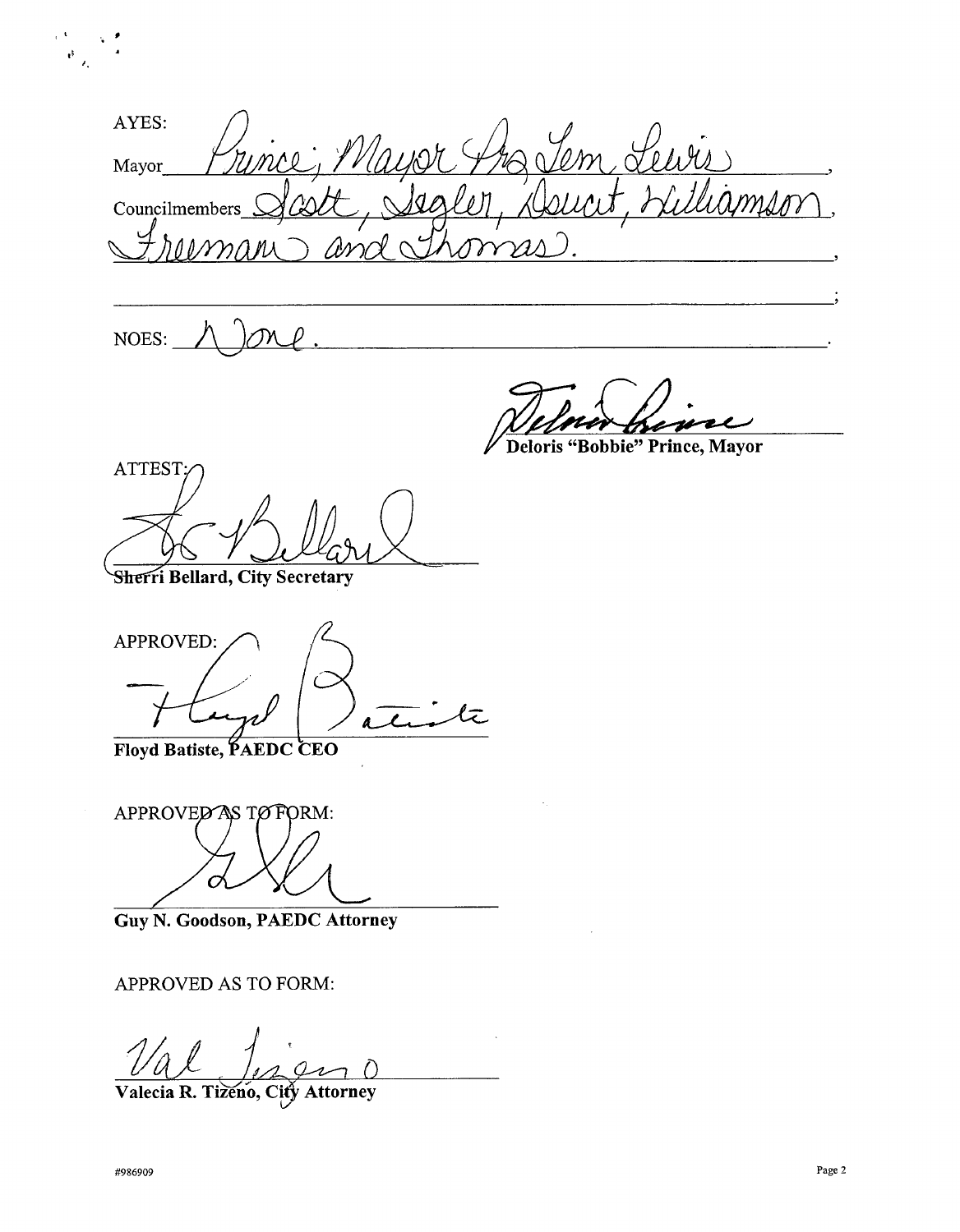AYES:

Mayor Prince; Mayor Pro Tem Lewis,

Councilmembers Scott, Segler, Doucet, Williamson, Freeman and Thomas.,

;

NOES: None.

Deloris "Bobbie" Prince, Mayor

ATTEST:

Sherri Bellard, City Secretary

APPROVED:

Floyd Batiste, PAEDC CEO

APPROVED AS TO FORM:

Guy N. Goodson, PAEDC Attorney

APPROVED AS TO FORM:

Valecia R. Tizeno, City Attorney

#986909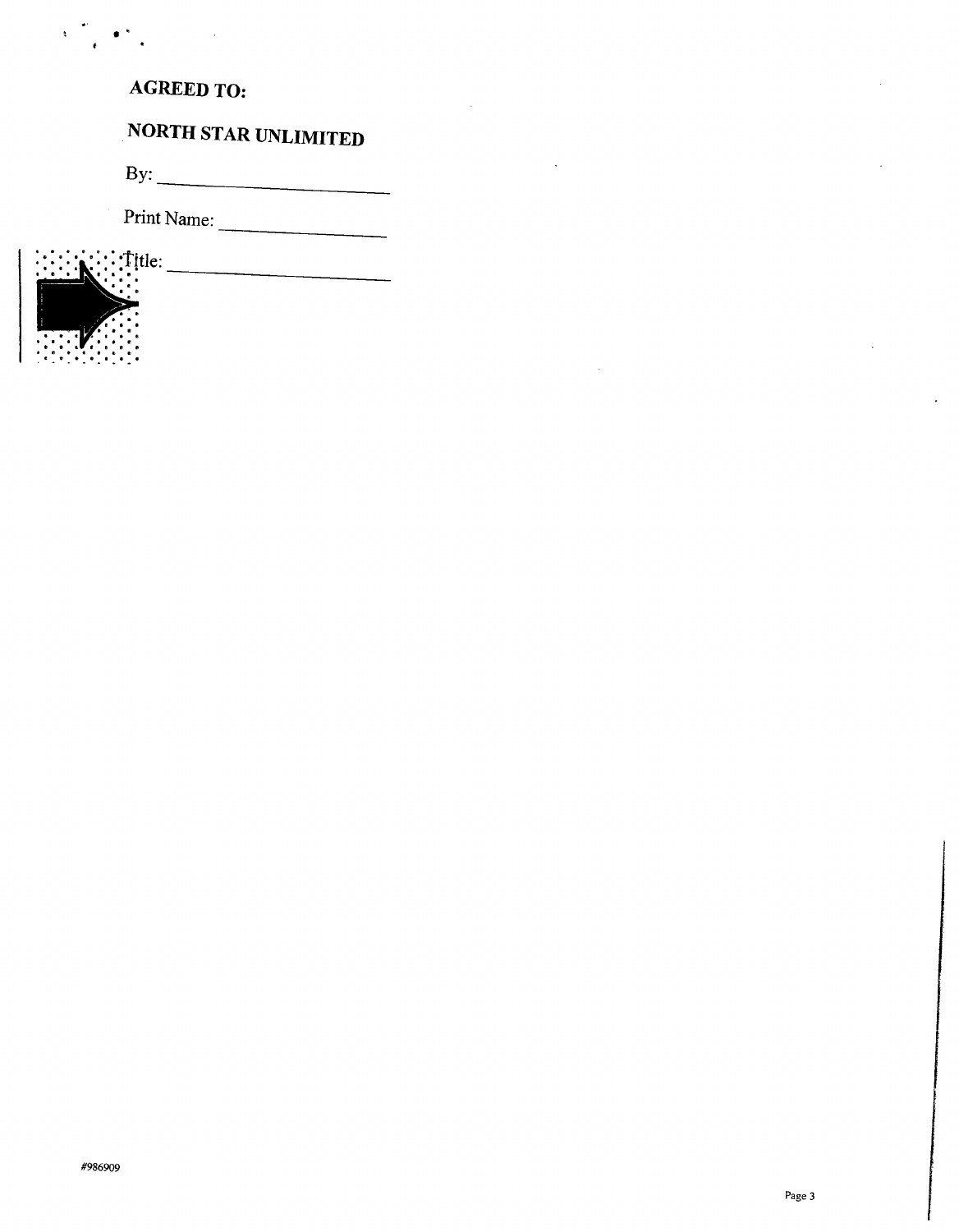**AGREED TO:**

**NORTH STAR UNLIMITED**

By: ______________________________

Print Name: ______________________

Title: ____________________________

#986909